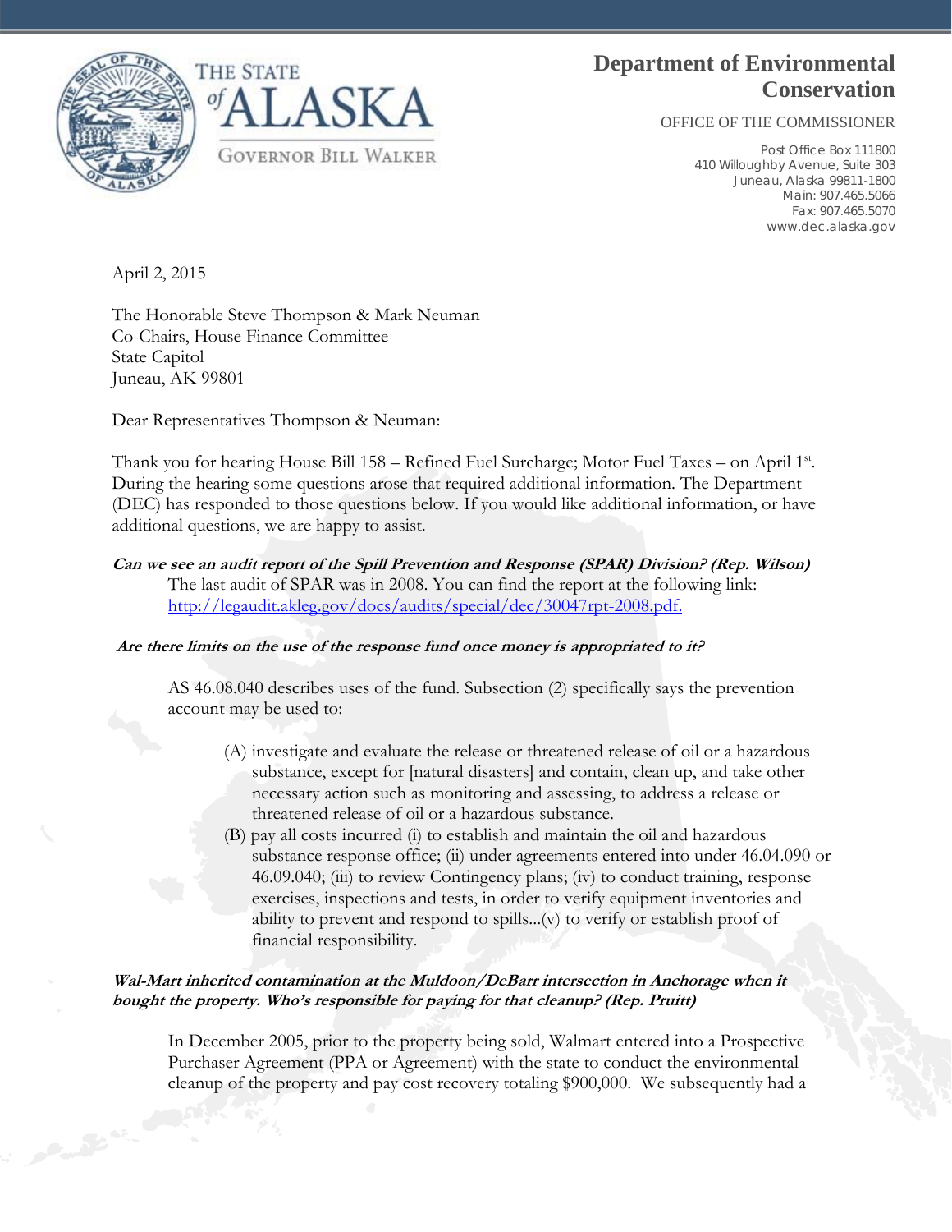THE STATE *of* ALASKA

GOVERNOR BILL WALKER

# Department of Environmental Conservation

OFFICE OF THE COMMISSIONER

Post Office Box 111800
410 Willoughby Avenue, Suite 303
Juneau, Alaska 99811-1800
Main: 907.465.5066
Fax: 907.465.5070
www.dec.alaska.gov

April 2, 2015

The Honorable Steve Thompson & Mark Neuman
Co-Chairs, House Finance Committee
State Capitol
Juneau, AK 99801

Dear Representatives Thompson & Neuman:

Thank you for hearing House Bill 158 – Refined Fuel Surcharge; Motor Fuel Taxes – on April 1st. During the hearing some questions arose that required additional information. The Department (DEC) has responded to those questions below. If you would like additional information, or have additional questions, we are happy to assist.

***Can we see an audit report of the Spill Prevention and Response (SPAR) Division? (Rep. Wilson)***

The last audit of SPAR was in 2008. You can find the report at the following link: [http://legaudit.akleg.gov/docs/audits/special/dec/30047rpt-2008.pdf.](http://legaudit.akleg.gov/docs/audits/special/dec/30047rpt-2008.pdf)

***Are there limits on the use of the response fund once money is appropriated to it?***

AS 46.08.040 describes uses of the fund. Subsection (2) specifically says the prevention account may be used to:

(A) investigate and evaluate the release or threatened release of oil or a hazardous substance, except for [natural disasters] and contain, clean up, and take other necessary action such as monitoring and assessing, to address a release or threatened release of oil or a hazardous substance.

(B) pay all costs incurred (i) to establish and maintain the oil and hazardous substance response office; (ii) under agreements entered into under 46.04.090 or 46.09.040; (iii) to review Contingency plans; (iv) to conduct training, response exercises, inspections and tests, in order to verify equipment inventories and ability to prevent and respond to spills...(v) to verify or establish proof of financial responsibility.

***Wal-Mart inherited contamination at the Muldoon/DeBarr intersection in Anchorage when it bought the property. Who's responsible for paying for that cleanup? (Rep. Pruitt)***

In December 2005, prior to the property being sold, Walmart entered into a Prospective Purchaser Agreement (PPA or Agreement) with the state to conduct the environmental cleanup of the property and pay cost recovery totaling $900,000. We subsequently had a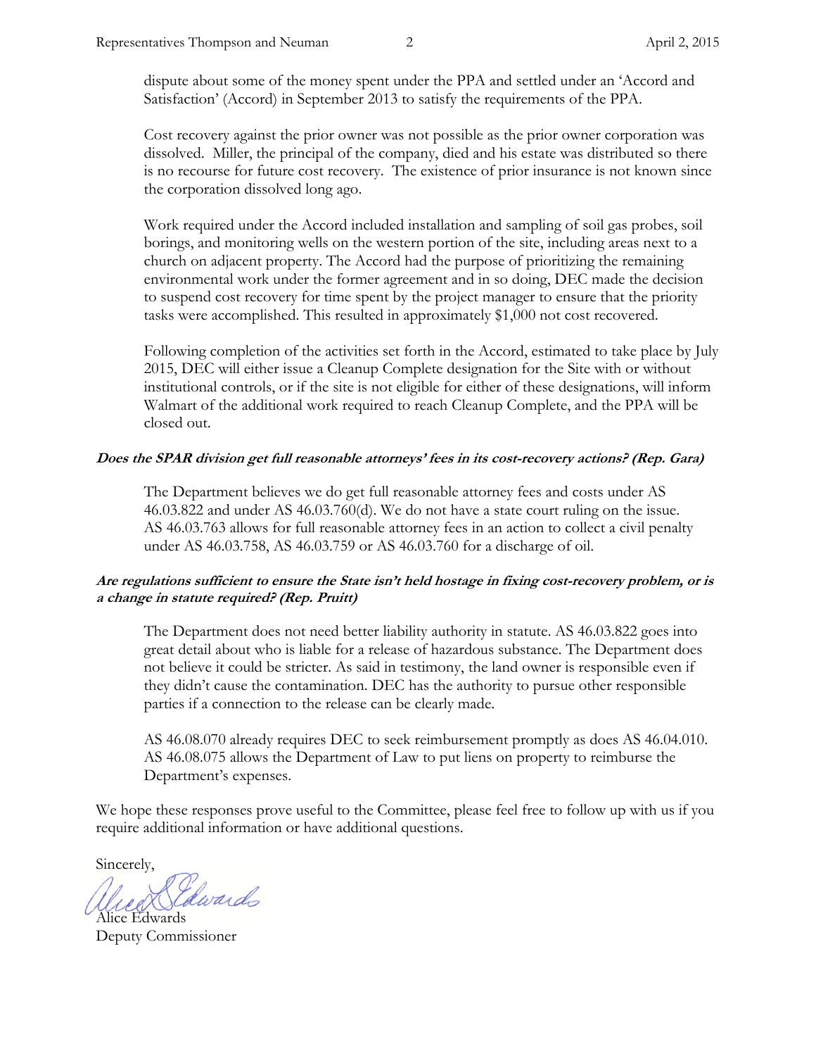dispute about some of the money spent under the PPA and settled under an 'Accord and Satisfaction' (Accord) in September 2013 to satisfy the requirements of the PPA.

Cost recovery against the prior owner was not possible as the prior owner corporation was dissolved. Miller, the principal of the company, died and his estate was distributed so there is no recourse for future cost recovery. The existence of prior insurance is not known since the corporation dissolved long ago.

Work required under the Accord included installation and sampling of soil gas probes, soil borings, and monitoring wells on the western portion of the site, including areas next to a church on adjacent property. The Accord had the purpose of prioritizing the remaining environmental work under the former agreement and in so doing, DEC made the decision to suspend cost recovery for time spent by the project manager to ensure that the priority tasks were accomplished. This resulted in approximately $1,000 not cost recovered.

Following completion of the activities set forth in the Accord, estimated to take place by July 2015, DEC will either issue a Cleanup Complete designation for the Site with or without institutional controls, or if the site is not eligible for either of these designations, will inform Walmart of the additional work required to reach Cleanup Complete, and the PPA will be closed out.

***Does the SPAR division get full reasonable attorneys' fees in its cost-recovery actions? (Rep. Gara)***

The Department believes we do get full reasonable attorney fees and costs under AS 46.03.822 and under AS 46.03.760(d). We do not have a state court ruling on the issue. AS 46.03.763 allows for full reasonable attorney fees in an action to collect a civil penalty under AS 46.03.758, AS 46.03.759 or AS 46.03.760 for a discharge of oil.

***Are regulations sufficient to ensure the State isn't held hostage in fixing cost-recovery problem, or is a change in statute required? (Rep. Pruitt)***

The Department does not need better liability authority in statute. AS 46.03.822 goes into great detail about who is liable for a release of hazardous substance. The Department does not believe it could be stricter. As said in testimony, the land owner is responsible even if they didn't cause the contamination. DEC has the authority to pursue other responsible parties if a connection to the release can be clearly made.

AS 46.08.070 already requires DEC to seek reimbursement promptly as does AS 46.04.010. AS 46.08.075 allows the Department of Law to put liens on property to reimburse the Department's expenses.

We hope these responses prove useful to the Committee, please feel free to follow up with us if you require additional information or have additional questions.

Sincerely,

Alice Edwards
Deputy Commissioner